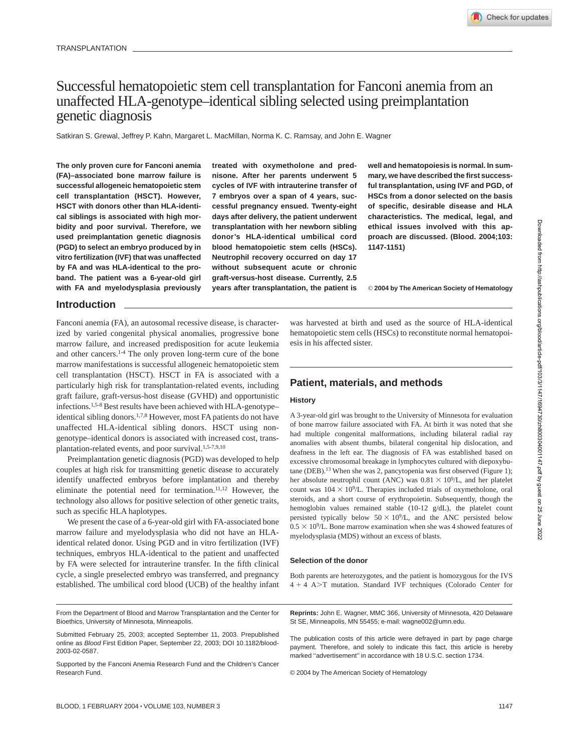TRANSPLANTATION

# Successful hematopoietic stem cell transplantation for Fanconi anemia from an unaffected HLA-genotype–identical sibling selected using preimplantation genetic diagnosis

Satkiran S. Grewal, Jeffrey P. Kahn, Margaret L. MacMillan, Norma K. C. Ramsay, and John E. Wagner

**The only proven cure for Fanconi anemia (FA)–associated bone marrow failure is successful allogeneic hematopoietic stem cell transplantation (HSCT). However, HSCT with donors other than HLA-identical siblings is associated with high morbidity and poor survival. Therefore, we used preimplantation genetic diagnosis (PGD) to select an embryo produced by in vitro fertilization (IVF) that was unaffected by FA and was HLA-identical to the proband. The patient was a 6-year-old girl with FA and myelodysplasia previously treated with oxymetholone and prednisone. After her parents underwent 5 cycles of IVF with intrauterine transfer of 7 embryos over a span of 4 years, successful pregnancy ensued. Twenty-eight days after delivery, the patient underwent transplantation with her newborn sibling donor's HLA-identical umbilical cord blood hematopoietic stem cells (HSCs). Neutrophil recovery occurred on day 17 without subsequent acute or chronic graft-versus-host disease. Currently, 2.5 years after transplantation, the patient is well and hematopoiesis is normal. In summary, we have described the first successful transplantation, using IVF and PGD, of HSCs from a donor selected on the basis of specific, desirable disease and HLA characteristics. The medical, legal, and ethical issues involved with this approach are discussed. (Blood. 2004;103:1147-1151)**

**© 2004 by The American Society of Hematology**

## Introduction

Fanconi anemia (FA), an autosomal recessive disease, is characterized by varied congenital physical anomalies, progressive bone marrow failure, and increased predisposition for acute leukemia and other cancers.[1-4] The only proven long-term cure of the bone marrow manifestations is successful allogeneic hematopoietic stem cell transplantation (HSCT). HSCT in FA is associated with a particularly high risk for transplantation-related events, including graft failure, graft-versus-host disease (GVHD) and opportunistic infections.[1,5-8] Best results have been achieved with HLA-genotype–identical sibling donors.[1,7,8] However, most FA patients do not have unaffected HLA-identical sibling donors. HSCT using nongenotype–identical donors is associated with increased cost, transplantation-related events, and poor survival.[1,5-7,9,10]

Preimplantation genetic diagnosis (PGD) was developed to help couples at high risk for transmitting genetic disease to accurately identify unaffected embryos before implantation and thereby eliminate the potential need for termination.[11,12] However, the technology also allows for positive selection of other genetic traits, such as specific HLA haplotypes.

We present the case of a 6-year-old girl with FA-associated bone marrow failure and myelodysplasia who did not have an HLA-identical related donor. Using PGD and in vitro fertilization (IVF) techniques, embryos HLA-identical to the patient and unaffected by FA were selected for intrauterine transfer. In the fifth clinical cycle, a single preselected embryo was transferred, and pregnancy established. The umbilical cord blood (UCB) of the healthy infant was harvested at birth and used as the source of HLA-identical hematopoietic stem cells (HSCs) to reconstitute normal hematopoiesis in his affected sister.

## Patient, materials, and methods

### History

A 3-year-old girl was brought to the University of Minnesota for evaluation of bone marrow failure associated with FA. At birth it was noted that she had multiple congenital malformations, including bilateral radial ray anomalies with absent thumbs, bilateral congenital hip dislocation, and deafness in the left ear. The diagnosis of FA was established based on excessive chromosomal breakage in lymphocytes cultured with diepoxybutane (DEB).[13] When she was 2, pancytopenia was first observed (Figure 1); her absolute neutrophil count (ANC) was $0.81 \times 10^9$/L, and her platelet count was $104 \times 10^9$/L. Therapies included trials of oxymetholone, oral steroids, and a short course of erythropoietin. Subsequently, though the hemoglobin values remained stable (10-12 g/dL), the platelet count persisted typically below $50 \times 10^9$/L, and the ANC persisted below $0.5 \times 10^9$/L. Bone marrow examination when she was 4 showed features of myelodysplasia (MDS) without an excess of blasts.

### Selection of the donor

Both parents are heterozygotes, and the patient is homozygous for the IVS 4 + 4 A>T mutation. Standard IVF techniques (Colorado Center for

From the Department of Blood and Marrow Transplantation and the Center for Bioethics, University of Minnesota, Minneapolis.

Submitted February 25, 2003; accepted September 11, 2003. Prepublished online as *Blood* First Edition Paper, September 22, 2003; DOI 10.1182/blood-2003-02-0587.

Supported by the Fanconi Anemia Research Fund and the Children's Cancer Research Fund.

**Reprints:** John E. Wagner, MMC 366, University of Minnesota, 420 Delaware St SE, Minneapolis, MN 55455; e-mail: wagne002@umn.edu.

The publication costs of this article were defrayed in part by page charge payment. Therefore, and solely to indicate this fact, this article is hereby marked "advertisement" in accordance with 18 U.S.C. section 1734.

© 2004 by The American Society of Hematology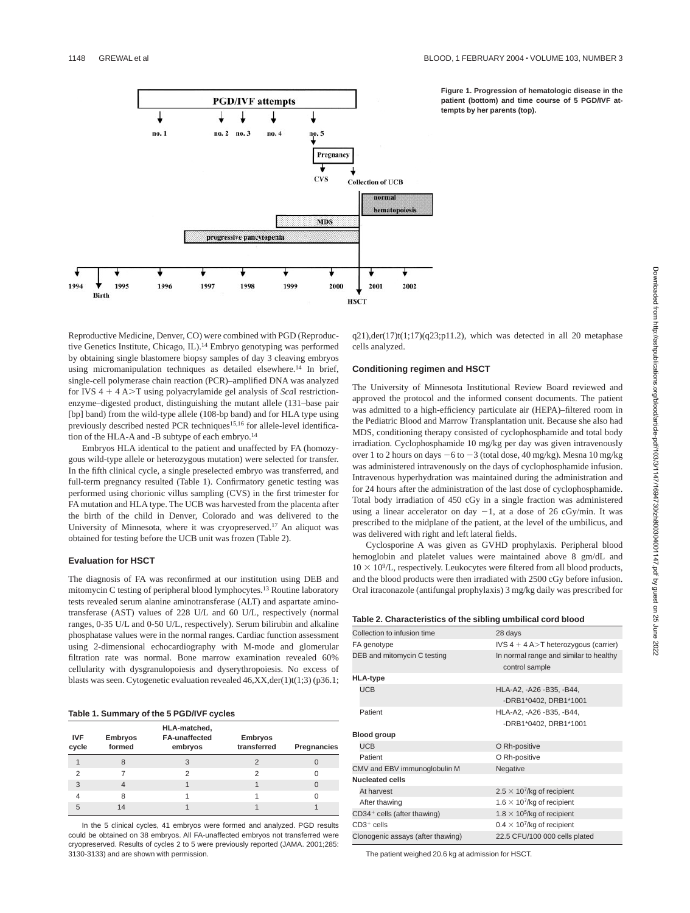Figure 1. Progression of hematologic disease in the patient (bottom) and time course of 5 PGD/IVF attempts by her parents (top).

Reproductive Medicine, Denver, CO) were combined with PGD (Reproductive Genetics Institute, Chicago, IL).[14] Embryo genotyping was performed by obtaining single blastomere biopsy samples of day 3 cleaving embryos using micromanipulation techniques as detailed elsewhere.[14] In brief, single-cell polymerase chain reaction (PCR)–amplified DNA was analyzed for IVS 4 + 4 A>T using polyacrylamide gel analysis of *Sca*I restriction-enzyme–digested product, distinguishing the mutant allele (131–base pair [bp] band) from the wild-type allele (108-bp band) and for HLA type using previously described nested PCR techniques[15,16] for allele-level identification of the HLA-A and -B subtype of each embryo.[14]

Embryos HLA identical to the patient and unaffected by FA (homozygous wild-type allele or heterozygous mutation) were selected for transfer. In the fifth clinical cycle, a single preselected embryo was transferred, and full-term pregnancy resulted (Table 1). Confirmatory genetic testing was performed using chorionic villus sampling (CVS) in the first trimester for FA mutation and HLA type. The UCB was harvested from the placenta after the birth of the child in Denver, Colorado and was delivered to the University of Minnesota, where it was cryopreserved.[17] An aliquot was obtained for testing before the UCB unit was frozen (Table 2).

### Evaluation for HSCT

The diagnosis of FA was reconfirmed at our institution using DEB and mitomycin C testing of peripheral blood lymphocytes.[13] Routine laboratory tests revealed serum alanine aminotransferase (ALT) and aspartate aminotransferase (AST) values of 228 U/L and 60 U/L, respectively (normal ranges, 0-35 U/L and 0-50 U/L, respectively). Serum bilirubin and alkaline phosphatase values were in the normal ranges. Cardiac function assessment using 2-dimensional echocardiography with M-mode and glomerular filtration rate was normal. Bone marrow examination revealed 60% cellularity with dysgranulopoiesis and dyserythropoiesis. No excess of blasts was seen. Cytogenetic evaluation revealed 46,XX,der(1)t(1;3) (p36.1; q21),der(17)t(1;17)(q23;p11.2), which was detected in all 20 metaphase cells analyzed.

**Table 1. Summary of the 5 PGD/IVF cycles**

| IVF cycle | Embryos formed | HLA-matched, FA-unaffected embryos | Embryos transferred | Pregnancies |
|---|---|---|---|---|
| 1 | 8 | 3 | 2 | 0 |
| 2 | 7 | 2 | 2 | 0 |
| 3 | 4 | 1 | 1 | 0 |
| 4 | 8 | 1 | 1 | 0 |
| 5 | 14 | 1 | 1 | 1 |

In the 5 clinical cycles, 41 embryos were formed and analyzed. PGD results could be obtained on 38 embryos. All FA-unaffected embryos not transferred were cryopreserved. Results of cycles 2 to 5 were previously reported (JAMA. 2001;285: 3130-3133) and are shown with permission.

### Conditioning regimen and HSCT

The University of Minnesota Institutional Review Board reviewed and approved the protocol and the informed consent documents. The patient was admitted to a high-efficiency particulate air (HEPA)–filtered room in the Pediatric Blood and Marrow Transplantation unit. Because she also had MDS, conditioning therapy consisted of cyclophosphamide and total body irradiation. Cyclophosphamide 10 mg/kg per day was given intravenously over 1 to 2 hours on days −6 to −3 (total dose, 40 mg/kg). Mesna 10 mg/kg was administered intravenously on the days of cyclophosphamide infusion. Intravenous hyperhydration was maintained during the administration and for 24 hours after the administration of the last dose of cyclophosphamide. Total body irradiation of 450 cGy in a single fraction was administered using a linear accelerator on day −1, at a dose of 26 cGy/min. It was prescribed to the midplane of the patient, at the level of the umbilicus, and was delivered with right and left lateral fields.

Cyclosporine A was given as GVHD prophylaxis. Peripheral blood hemoglobin and platelet values were maintained above 8 gm/dL and $10 \times 10^9$/L, respectively. Leukocytes were filtered from all blood products, and the blood products were then irradiated with 2500 cGy before infusion. Oral itraconazole (antifungal prophylaxis) 3 mg/kg daily was prescribed for

**Table 2. Characteristics of the sibling umbilical cord blood**

| | |
|---|---|
| Collection to infusion time | 28 days |
| FA genotype | IVS 4 + 4 A>T heterozygous (carrier) |
| DEB and mitomycin C testing | In normal range and similar to healthy control sample |
| **HLA-type** | |
| UCB | HLA-A2, -A26 -B35, -B44, -DRB1*0402, DRB1*1001 |
| Patient | HLA-A2, -A26 -B35, -B44, -DRB1*0402, DRB1*1001 |
| **Blood group** | |
| UCB | O Rh-positive |
| Patient | O Rh-positive |
| CMV and EBV immunoglobulin M | Negative |
| **Nucleated cells** | |
| At harvest | $2.5 \times 10^7$/kg of recipient |
| After thawing | $1.6 \times 10^7$/kg of recipient |
| $CD34^+$ cells (after thawing) | $1.8 \times 10^5$/kg of recipient |
| $CD3^+$ cells | $0.4 \times 10^7$/kg of recipient |
| Clonogenic assays (after thawing) | 22.5 CFU/100 000 cells plated |

The patient weighed 20.6 kg at admission for HSCT.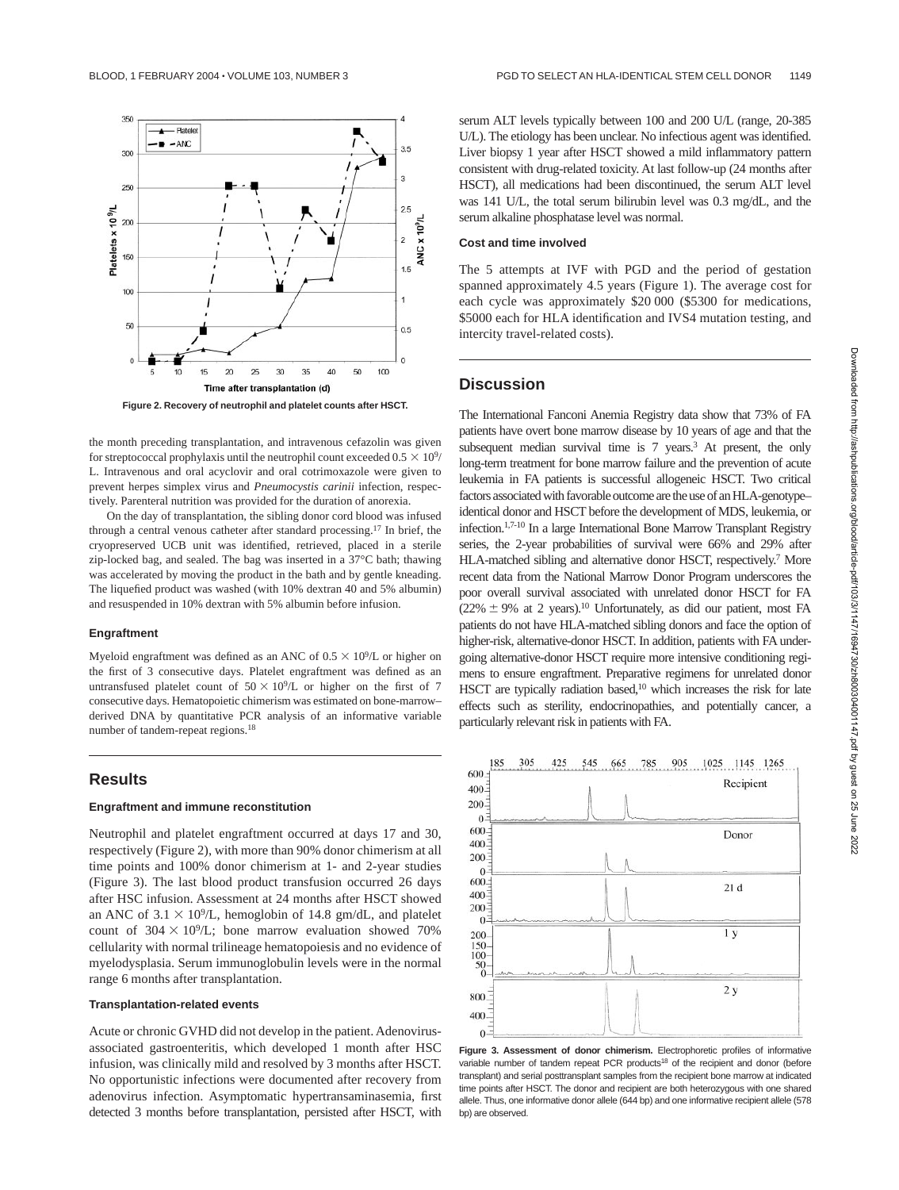Figure 2. Recovery of neutrophil and platelet counts after HSCT.

the month preceding transplantation, and intravenous cefazolin was given for streptococcal prophylaxis until the neutrophil count exceeded $0.5 \times 10^9$/L. Intravenous and oral acyclovir and oral cotrimoxazole were given to prevent herpes simplex virus and *Pneumocystis carinii* infection, respectively. Parenteral nutrition was provided for the duration of anorexia.

On the day of transplantation, the sibling donor cord blood was infused through a central venous catheter after standard processing.[17] In brief, the cryopreserved UCB unit was identified, retrieved, placed in a sterile zip-locked bag, and sealed. The bag was inserted in a 37°C bath; thawing was accelerated by moving the product in the bath and by gentle kneading. The liquefied product was washed (with 10% dextran 40 and 5% albumin) and resuspended in 10% dextran with 5% albumin before infusion.

### Engraftment

Myeloid engraftment was defined as an ANC of $0.5 \times 10^9$/L or higher on the first of 3 consecutive days. Platelet engraftment was defined as an untransfused platelet count of $50 \times 10^9$/L or higher on the first of 7 consecutive days. Hematopoietic chimerism was estimated on bone-marrow–derived DNA by quantitative PCR analysis of an informative variable number of tandem-repeat regions.[18]

## Results

### Engraftment and immune reconstitution

Neutrophil and platelet engraftment occurred at days 17 and 30, respectively (Figure 2), with more than 90% donor chimerism at all time points and 100% donor chimerism at 1- and 2-year studies (Figure 3). The last blood product transfusion occurred 26 days after HSC infusion. Assessment at 24 months after HSCT showed an ANC of $3.1 \times 10^9$/L, hemoglobin of 14.8 gm/dL, and platelet count of $304 \times 10^9$/L; bone marrow evaluation showed 70% cellularity with normal trilineage hematopoiesis and no evidence of myelodysplasia. Serum immunoglobulin levels were in the normal range 6 months after transplantation.

### Transplantation-related events

Acute or chronic GVHD did not develop in the patient. Adenovirus-associated gastroenteritis, which developed 1 month after HSC infusion, was clinically mild and resolved by 3 months after HSCT. No opportunistic infections were documented after recovery from adenovirus infection. Asymptomatic hypertransaminasemia, first detected 3 months before transplantation, persisted after HSCT, with serum ALT levels typically between 100 and 200 U/L (range, 20-385 U/L). The etiology has been unclear. No infectious agent was identified. Liver biopsy 1 year after HSCT showed a mild inflammatory pattern consistent with drug-related toxicity. At last follow-up (24 months after HSCT), all medications had been discontinued, the serum ALT level was 141 U/L, the total serum bilirubin level was 0.3 mg/dL, and the serum alkaline phosphatase level was normal.

### Cost and time involved

The 5 attempts at IVF with PGD and the period of gestation spanned approximately 4.5 years (Figure 1). The average cost for each cycle was approximately \$20 000 (\$5300 for medications, \$5000 each for HLA identification and IVS4 mutation testing, and intercity travel-related costs).

## Discussion

The International Fanconi Anemia Registry data show that 73% of FA patients have overt bone marrow disease by 10 years of age and that the subsequent median survival time is 7 years.[3] At present, the only long-term treatment for bone marrow failure and the prevention of acute leukemia in FA patients is successful allogeneic HSCT. Two critical factors associated with favorable outcome are the use of an HLA-genotype–identical donor and HSCT before the development of MDS, leukemia, or infection.[1,7-10] In a large International Bone Marrow Transplant Registry series, the 2-year probabilities of survival were 66% and 29% after HLA-matched sibling and alternative donor HSCT, respectively.[7] More recent data from the National Marrow Donor Program underscores the poor overall survival associated with unrelated donor HSCT for FA ($22\% \pm 9\%$ at 2 years).[10] Unfortunately, as did our patient, most FA patients do not have HLA-matched sibling donors and face the option of higher-risk, alternative-donor HSCT. In addition, patients with FA undergoing alternative-donor HSCT require more intensive conditioning regimens to ensure engraftment. Preparative regimens for unrelated donor HSCT are typically radiation based,[10] which increases the risk for late effects such as sterility, endocrinopathies, and potentially cancer, a particularly relevant risk in patients with FA.

**Figure 3. Assessment of donor chimerism.** Electrophoretic profiles of informative variable number of tandem repeat PCR products[18] of the recipient and donor (before transplant) and serial posttransplant samples from the recipient bone marrow at indicated time points after HSCT. The donor and recipient are both heterozygous with one shared allele. Thus, one informative donor allele (644 bp) and one informative recipient allele (578 bp) are observed.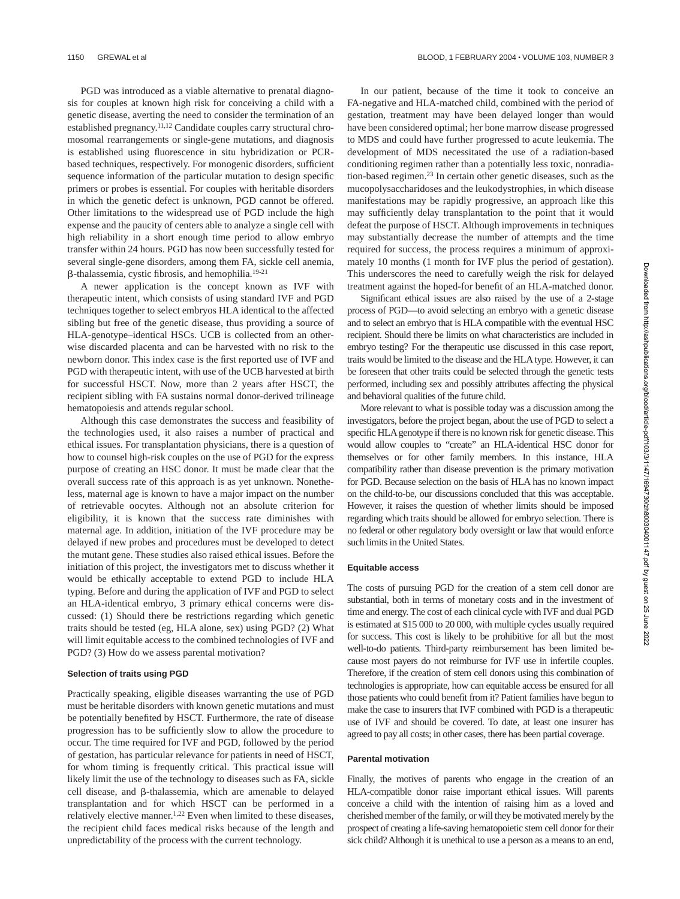PGD was introduced as a viable alternative to prenatal diagnosis for couples at known high risk for conceiving a child with a genetic disease, averting the need to consider the termination of an established pregnancy.[11,12] Candidate couples carry structural chromosomal rearrangements or single-gene mutations, and diagnosis is established using fluorescence in situ hybridization or PCR-based techniques, respectively. For monogenic disorders, sufficient sequence information of the particular mutation to design specific primers or probes is essential. For couples with heritable disorders in which the genetic defect is unknown, PGD cannot be offered. Other limitations to the widespread use of PGD include the high expense and the paucity of centers able to analyze a single cell with high reliability in a short enough time period to allow embryo transfer within 24 hours. PGD has now been successfully tested for several single-gene disorders, among them FA, sickle cell anemia, β-thalassemia, cystic fibrosis, and hemophilia.[19-21]

A newer application is the concept known as IVF with therapeutic intent, which consists of using standard IVF and PGD techniques together to select embryos HLA identical to the affected sibling but free of the genetic disease, thus providing a source of HLA-genotype–identical HSCs. UCB is collected from an otherwise discarded placenta and can be harvested with no risk to the newborn donor. This index case is the first reported use of IVF and PGD with therapeutic intent, with use of the UCB harvested at birth for successful HSCT. Now, more than 2 years after HSCT, the recipient sibling with FA sustains normal donor-derived trilineage hematopoiesis and attends regular school.

Although this case demonstrates the success and feasibility of the technologies used, it also raises a number of practical and ethical issues. For transplantation physicians, there is a question of how to counsel high-risk couples on the use of PGD for the express purpose of creating an HSC donor. It must be made clear that the overall success rate of this approach is as yet unknown. Nonetheless, maternal age is known to have a major impact on the number of retrievable oocytes. Although not an absolute criterion for eligibility, it is known that the success rate diminishes with maternal age. In addition, initiation of the IVF procedure may be delayed if new probes and procedures must be developed to detect the mutant gene. These studies also raised ethical issues. Before the initiation of this project, the investigators met to discuss whether it would be ethically acceptable to extend PGD to include HLA typing. Before and during the application of IVF and PGD to select an HLA-identical embryo, 3 primary ethical concerns were discussed: (1) Should there be restrictions regarding which genetic traits should be tested (eg, HLA alone, sex) using PGD? (2) What will limit equitable access to the combined technologies of IVF and PGD? (3) How do we assess parental motivation?

#### Selection of traits using PGD

Practically speaking, eligible diseases warranting the use of PGD must be heritable disorders with known genetic mutations and must be potentially benefited by HSCT. Furthermore, the rate of disease progression has to be sufficiently slow to allow the procedure to occur. The time required for IVF and PGD, followed by the period of gestation, has particular relevance for patients in need of HSCT, for whom timing is frequently critical. This practical issue will likely limit the use of the technology to diseases such as FA, sickle cell disease, and β-thalassemia, which are amenable to delayed transplantation and for which HSCT can be performed in a relatively elective manner.[1,22] Even when limited to these diseases, the recipient child faces medical risks because of the length and unpredictability of the process with the current technology.

In our patient, because of the time it took to conceive an FA-negative and HLA-matched child, combined with the period of gestation, treatment may have been delayed longer than would have been considered optimal; her bone marrow disease progressed to MDS and could have further progressed to acute leukemia. The development of MDS necessitated the use of a radiation-based conditioning regimen rather than a potentially less toxic, nonradiation-based regimen.[23] In certain other genetic diseases, such as the mucopolysaccharidoses and the leukodystrophies, in which disease manifestations may be rapidly progressive, an approach like this may sufficiently delay transplantation to the point that it would defeat the purpose of HSCT. Although improvements in techniques may substantially decrease the number of attempts and the time required for success, the process requires a minimum of approximately 10 months (1 month for IVF plus the period of gestation). This underscores the need to carefully weigh the risk for delayed treatment against the hoped-for benefit of an HLA-matched donor.

Significant ethical issues are also raised by the use of a 2-stage process of PGD—to avoid selecting an embryo with a genetic disease and to select an embryo that is HLA compatible with the eventual HSC recipient. Should there be limits on what characteristics are included in embryo testing? For the therapeutic use discussed in this case report, traits would be limited to the disease and the HLA type. However, it can be foreseen that other traits could be selected through the genetic tests performed, including sex and possibly attributes affecting the physical and behavioral qualities of the future child.

More relevant to what is possible today was a discussion among the investigators, before the project began, about the use of PGD to select a specific HLA genotype if there is no known risk for genetic disease. This would allow couples to "create" an HLA-identical HSC donor for themselves or for other family members. In this instance, HLA compatibility rather than disease prevention is the primary motivation for PGD. Because selection on the basis of HLA has no known impact on the child-to-be, our discussions concluded that this was acceptable. However, it raises the question of whether limits should be imposed regarding which traits should be allowed for embryo selection. There is no federal or other regulatory body oversight or law that would enforce such limits in the United States.

#### Equitable access

The costs of pursuing PGD for the creation of a stem cell donor are substantial, both in terms of monetary costs and in the investment of time and energy. The cost of each clinical cycle with IVF and dual PGD is estimated at $15 000 to 20 000, with multiple cycles usually required for success. This cost is likely to be prohibitive for all but the most well-to-do patients. Third-party reimbursement has been limited because most payers do not reimburse for IVF use in infertile couples. Therefore, if the creation of stem cell donors using this combination of technologies is appropriate, how can equitable access be ensured for all those patients who could benefit from it? Patient families have begun to make the case to insurers that IVF combined with PGD is a therapeutic use of IVF and should be covered. To date, at least one insurer has agreed to pay all costs; in other cases, there has been partial coverage.

#### Parental motivation

Finally, the motives of parents who engage in the creation of an HLA-compatible donor raise important ethical issues. Will parents conceive a child with the intention of raising him as a loved and cherished member of the family, or will they be motivated merely by the prospect of creating a life-saving hematopoietic stem cell donor for their sick child? Although it is unethical to use a person as a means to an end,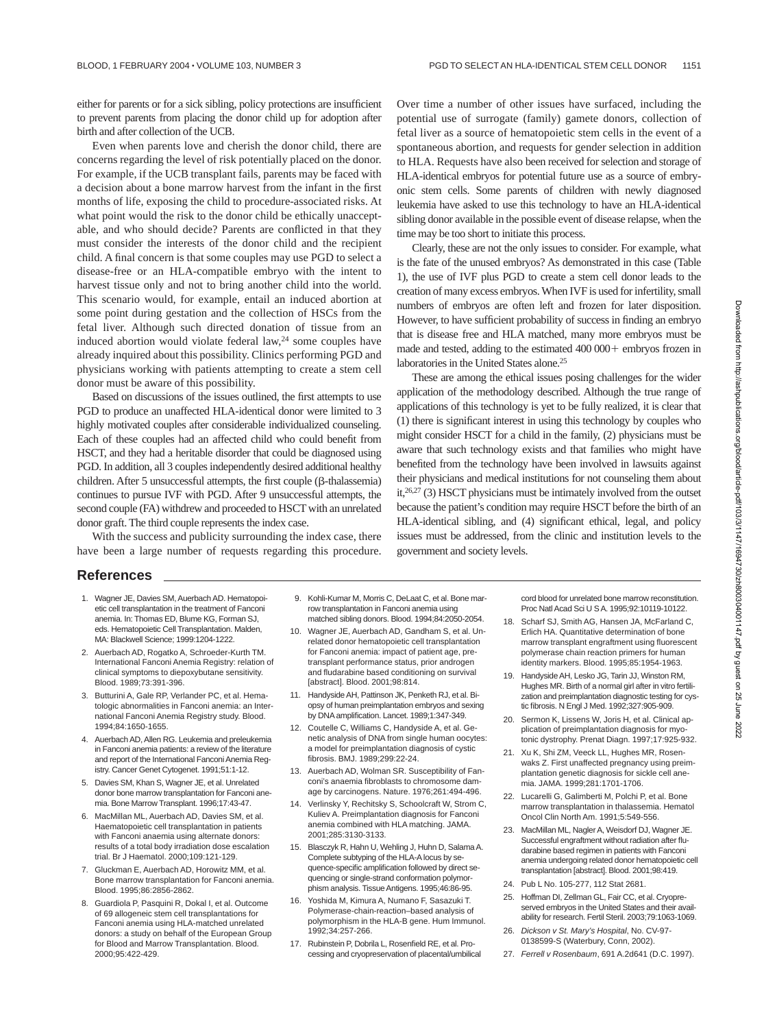either for parents or for a sick sibling, policy protections are insufficient to prevent parents from placing the donor child up for adoption after birth and after collection of the UCB.

Even when parents love and cherish the donor child, there are concerns regarding the level of risk potentially placed on the donor. For example, if the UCB transplant fails, parents may be faced with a decision about a bone marrow harvest from the infant in the first months of life, exposing the child to procedure-associated risks. At what point would the risk to the donor child be ethically unacceptable, and who should decide? Parents are conflicted in that they must consider the interests of the donor child and the recipient child. A final concern is that some couples may use PGD to select a disease-free or an HLA-compatible embryo with the intent to harvest tissue only and not to bring another child into the world. This scenario would, for example, entail an induced abortion at some point during gestation and the collection of HSCs from the fetal liver. Although such directed donation of tissue from an induced abortion would violate federal law,[24] some couples have already inquired about this possibility. Clinics performing PGD and physicians working with patients attempting to create a stem cell donor must be aware of this possibility.

Based on discussions of the issues outlined, the first attempts to use PGD to produce an unaffected HLA-identical donor were limited to 3 highly motivated couples after considerable individualized counseling. Each of these couples had an affected child who could benefit from HSCT, and they had a heritable disorder that could be diagnosed using PGD. In addition, all 3 couples independently desired additional healthy children. After 5 unsuccessful attempts, the first couple (β-thalassemia) continues to pursue IVF with PGD. After 9 unsuccessful attempts, the second couple (FA) withdrew and proceeded to HSCT with an unrelated donor graft. The third couple represents the index case.

With the success and publicity surrounding the index case, there have been a large number of requests regarding this procedure. Over time a number of other issues have surfaced, including the potential use of surrogate (family) gamete donors, collection of fetal liver as a source of hematopoietic stem cells in the event of a spontaneous abortion, and requests for gender selection in addition to HLA. Requests have also been received for selection and storage of HLA-identical embryos for potential future use as a source of embryonic stem cells. Some parents of children with newly diagnosed leukemia have asked to use this technology to have an HLA-identical sibling donor available in the possible event of disease relapse, when the time may be too short to initiate this process.

Clearly, these are not the only issues to consider. For example, what is the fate of the unused embryos? As demonstrated in this case (Table 1), the use of IVF plus PGD to create a stem cell donor leads to the creation of many excess embryos. When IVF is used for infertility, small numbers of embryos are often left and frozen for later disposition. However, to have sufficient probability of success in finding an embryo that is disease free and HLA matched, many more embryos must be made and tested, adding to the estimated 400 000+ embryos frozen in laboratories in the United States alone.[25]

These are among the ethical issues posing challenges for the wider application of the methodology described. Although the true range of applications of this technology is yet to be fully realized, it is clear that (1) there is significant interest in using this technology by couples who might consider HSCT for a child in the family, (2) physicians must be aware that such technology exists and that families who might have benefited from the technology have been involved in lawsuits against their physicians and medical institutions for not counseling them about it,[26,27] (3) HSCT physicians must be intimately involved from the outset because the patient's condition may require HSCT before the birth of an HLA-identical sibling, and (4) significant ethical, legal, and policy issues must be addressed, from the clinic and institution levels to the government and society levels.

## References

1. Wagner JE, Davies SM, Auerbach AD. Hematopoietic cell transplantation in the treatment of Fanconi anemia. In: Thomas ED, Blume KG, Forman SJ, eds. Hematopoietic Cell Transplantation. Malden, MA: Blackwell Science; 1999:1204-1222.
2. Auerbach AD, Rogatko A, Schroeder-Kurth TM. International Fanconi Anemia Registry: relation of clinical symptoms to diepoxybutane sensitivity. Blood. 1989;73:391-396.
3. Butturini A, Gale RP, Verlander PC, et al. Hematologic abnormalities in Fanconi anemia: an International Fanconi Anemia Registry study. Blood. 1994;84:1650-1655.
4. Auerbach AD, Allen RG. Leukemia and preleukemia in Fanconi anemia patients: a review of the literature and report of the International Fanconi Anemia Registry. Cancer Genet Cytogenet. 1991;51:1-12.
5. Davies SM, Khan S, Wagner JE, et al. Unrelated donor bone marrow transplantation for Fanconi anemia. Bone Marrow Transplant. 1996;17:43-47.
6. MacMillan ML, Auerbach AD, Davies SM, et al. Haematopoietic cell transplantation in patients with Fanconi anaemia using alternate donors: results of a total body irradiation dose escalation trial. Br J Haematol. 2000;109:121-129.
7. Gluckman E, Auerbach AD, Horowitz MM, et al. Bone marrow transplantation for Fanconi anemia. Blood. 1995;86:2856-2862.
8. Guardiola P, Pasquini R, Dokal I, et al. Outcome of 69 allogeneic stem cell transplantations for Fanconi anemia using HLA-matched unrelated donors: a study on behalf of the European Group for Blood and Marrow Transplantation. Blood. 2000;95:422-429.
9. Kohli-Kumar M, Morris C, DeLaat C, et al. Bone marrow transplantation in Fanconi anemia using matched sibling donors. Blood. 1994;84:2050-2054.
10. Wagner JE, Auerbach AD, Gandham S, et al. Unrelated donor hematopoietic cell transplantation for Fanconi anemia: impact of patient age, pretransplant performance status, prior androgen and fludarabine based conditioning on survival [abstract]. Blood. 2001;98:814.
11. Handyside AH, Pattinson JK, Penketh RJ, et al. Biopsy of human preimplantation embryos and sexing by DNA amplification. Lancet. 1989;1:347-349.
12. Coutelle C, Williams C, Handyside A, et al. Genetic analysis of DNA from single human oocytes: a model for preimplantation diagnosis of cystic fibrosis. BMJ. 1989;299:22-24.
13. Auerbach AD, Wolman SR. Susceptibility of Fanconi's anaemia fibroblasts to chromosome damage by carcinogens. Nature. 1976;261:494-496.
14. Verlinsky Y, Rechitsky S, Schoolcraft W, Strom C, Kuliev A. Preimplantation diagnosis for Fanconi anemia combined with HLA matching. JAMA. 2001;285:3130-3133.
15. Blasczyk R, Hahn U, Wehling J, Huhn D, Salama A. Complete subtyping of the HLA-A locus by sequence-specific amplification followed by direct sequencing or single-strand conformation polymorphism analysis. Tissue Antigens. 1995;46:86-95.
16. Yoshida M, Kimura A, Numano F, Sasazuki T. Polymerase-chain-reaction–based analysis of polymorphism in the HLA-B gene. Hum Immunol. 1992;34:257-266.
17. Rubinstein P, Dobrila L, Rosenfield RE, et al. Processing and cryopreservation of placental/umbilical cord blood for unrelated bone marrow reconstitution. Proc Natl Acad Sci U S A. 1995;92:10119-10122.
18. Scharf SJ, Smith AG, Hansen JA, McFarland C, Erlich HA. Quantitative determination of bone marrow transplant engraftment using fluorescent polymerase chain reaction primers for human identity markers. Blood. 1995;85:1954-1963.
19. Handyside AH, Lesko JG, Tarin JJ, Winston RM, Hughes MR. Birth of a normal girl after in vitro fertilization and preimplantation diagnostic testing for cystic fibrosis. N Engl J Med. 1992;327:905-909.
20. Sermon K, Lissens W, Joris H, et al. Clinical application of preimplantation diagnosis for myotonic dystrophy. Prenat Diagn. 1997;17:925-932.
21. Xu K, Shi ZM, Veeck LL, Hughes MR, Rosenwaks Z. First unaffected pregnancy using preimplantation genetic diagnosis for sickle cell anemia. JAMA. 1999;281:1701-1706.
22. Lucarelli G, Galimberti M, Polchi P, et al. Bone marrow transplantation in thalassemia. Hematol Oncol Clin North Am. 1991;5:549-556.
23. MacMillan ML, Nagler A, Weisdorf DJ, Wagner JE. Successful engraftment without radiation after fludarabine based regimen in patients with Fanconi anemia undergoing related donor hematopoietic cell transplantation [abstract]. Blood. 2001;98:419.
24. Pub L No. 105-277, 112 Stat 2681.
25. Hoffman DI, Zellman GL, Fair CC, et al. Cryopreserved embryos in the United States and their availability for research. Fertil Steril. 2003;79:1063-1069.
26. *Dickson v St. Mary's Hospital*, No. CV-97-0138599-S (Waterbury, Conn, 2002).
27. *Ferrell v Rosenbaum*, 691 A.2d641 (D.C. 1997).